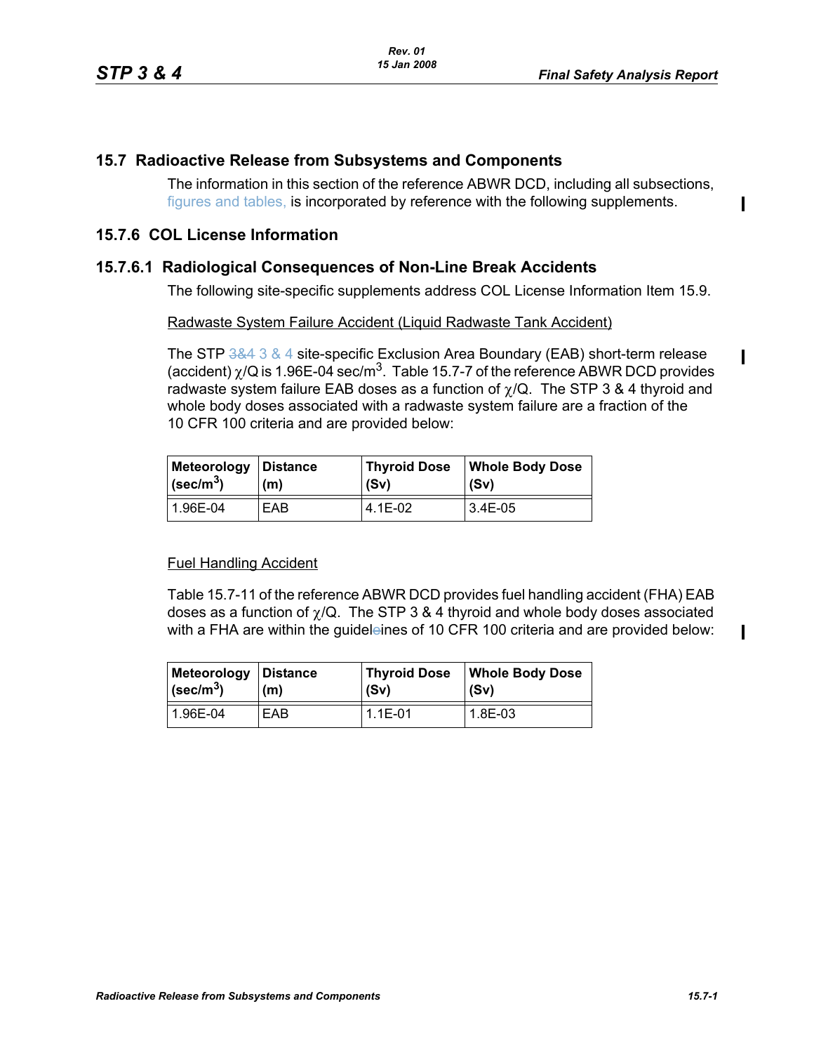## 15.7 Radioactive Release from Subsystems and Components

The information in this section of the reference ABWR DCD, including all subsections, figures and tables, is incorporated by reference with the following supplements.

## 15.7.6 COL License Information

### 15.7.6.1 Radiological Consequences of Non-Line Break Accidents

The following site-specific supplements address COL License Information Item 15.9.

Radwaste System Failure Accident (Liquid Radwaste Tank Accident)

The STP 3&4 3 & 4 site-specific Exclusion Area Boundary (EAB) short-term release (accident) $\chi$/Q is 1.96E-04 sec/m$^3$. Table 15.7-7 of the reference ABWR DCD provides radwaste system failure EAB doses as a function of $\chi$/Q. The STP 3 & 4 thyroid and whole body doses associated with a radwaste system failure are a fraction of the 10 CFR 100 criteria and are provided below:

| Meteorology (sec/m$^3$) | Distance (m) | Thyroid Dose (Sv) | Whole Body Dose (Sv) |
|---|---|---|---|
| 1.96E-04 | EAB | 4.1E-02 | 3.4E-05 |

Fuel Handling Accident

Table 15.7-11 of the reference ABWR DCD provides fuel handling accident (FHA) EAB doses as a function of $\chi$/Q. The STP 3 & 4 thyroid and whole body doses associated with a FHA are within the guideleines of 10 CFR 100 criteria and are provided below:

| Meteorology (sec/m$^3$) | Distance (m) | Thyroid Dose (Sv) | Whole Body Dose (Sv) |
|---|---|---|---|
| 1.96E-04 | EAB | 1.1E-01 | 1.8E-03 |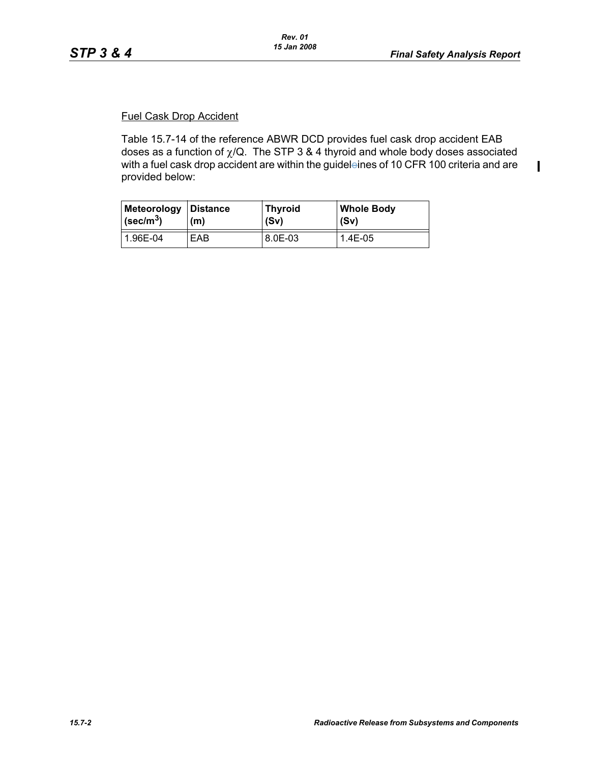Fuel Cask Drop Accident

Table 15.7-14 of the reference ABWR DCD provides fuel cask drop accident EAB doses as a function of $\chi$/Q. The STP 3 & 4 thyroid and whole body doses associated with a fuel cask drop accident are within the guidelines of 10 CFR 100 criteria and are provided below:

| Meteorology (sec/m$^3$) | Distance (m) | Thyroid (Sv) | Whole Body (Sv) |
|---|---|---|---|
| 1.96E-04 | EAB | 8.0E-03 | 1.4E-05 |